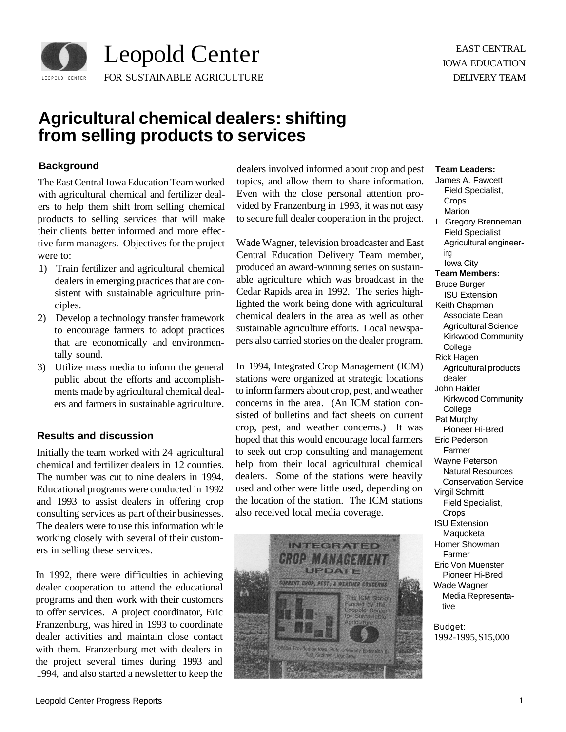Leopold Center FOR SUSTAINABLE AGRICULTURE

EAST CENTRAL IOWA EDUCATION DELIVERY TEAM

# Agricultural chemical dealers: shifting from selling products to services

### Background

The East Central Iowa Education Team worked with agricultural chemical and fertilizer dealers to help them shift from selling chemical products to selling services that will make their clients better informed and more effective farm managers. Objectives for the project were to:

1) Train fertilizer and agricultural chemical dealers in emerging practices that are consistent with sustainable agriculture principles.
2) Develop a technology transfer framework to encourage farmers to adopt practices that are economically and environmentally sound.
3) Utilize mass media to inform the general public about the efforts and accomplishments made by agricultural chemical dealers and farmers in sustainable agriculture.

### Results and discussion

Initially the team worked with 24 agricultural chemical and fertilizer dealers in 12 counties. The number was cut to nine dealers in 1994. Educational programs were conducted in 1992 and 1993 to assist dealers in offering crop consulting services as part of their businesses. The dealers were to use this information while working closely with several of their customers in selling these services.

In 1992, there were difficulties in achieving dealer cooperation to attend the educational programs and then work with their customers to offer services. A project coordinator, Eric Franzenburg, was hired in 1993 to coordinate dealer activities and maintain close contact with them. Franzenburg met with dealers in the project several times during 1993 and 1994, and also started a newsletter to keep the dealers involved informed about crop and pest topics, and allow them to share information. Even with the close personal attention provided by Franzenburg in 1993, it was not easy to secure full dealer cooperation in the project.

Wade Wagner, television broadcaster and East Central Education Delivery Team member, produced an award-winning series on sustainable agriculture which was broadcast in the Cedar Rapids area in 1992. The series highlighted the work being done with agricultural chemical dealers in the area as well as other sustainable agriculture efforts. Local newspapers also carried stories on the dealer program.

In 1994, Integrated Crop Management (ICM) stations were organized at strategic locations to inform farmers about crop, pest, and weather concerns in the area. (An ICM station consisted of bulletins and fact sheets on current crop, pest, and weather concerns.) It was hoped that this would encourage local farmers to seek out crop consulting and management help from their local agricultural chemical dealers. Some of the stations were heavily used and other were little used, depending on the location of the station. The ICM stations also received local media coverage.

**Team Leaders:**
James A. Fawcett
Field Specialist, Crops
Marion
L. Gregory Brenneman
Field Specialist
Agricultural engineering
Iowa City

**Team Members:**
Bruce Burger
ISU Extension
Keith Chapman
Associate Dean
Agricultural Science
Kirkwood Community College
Rick Hagen
Agricultural products dealer
John Haider
Kirkwood Community College
Pat Murphy
Pioneer Hi-Bred
Eric Pederson
Farmer
Wayne Peterson
Natural Resources Conservation Service
Virgil Schmitt
Field Specialist, Crops
ISU Extension
Maquoketa
Homer Showman
Farmer
Eric Von Muenster
Pioneer Hi-Bred
Wade Wagner
Media Representative

Budget:
1992-1995, $15,000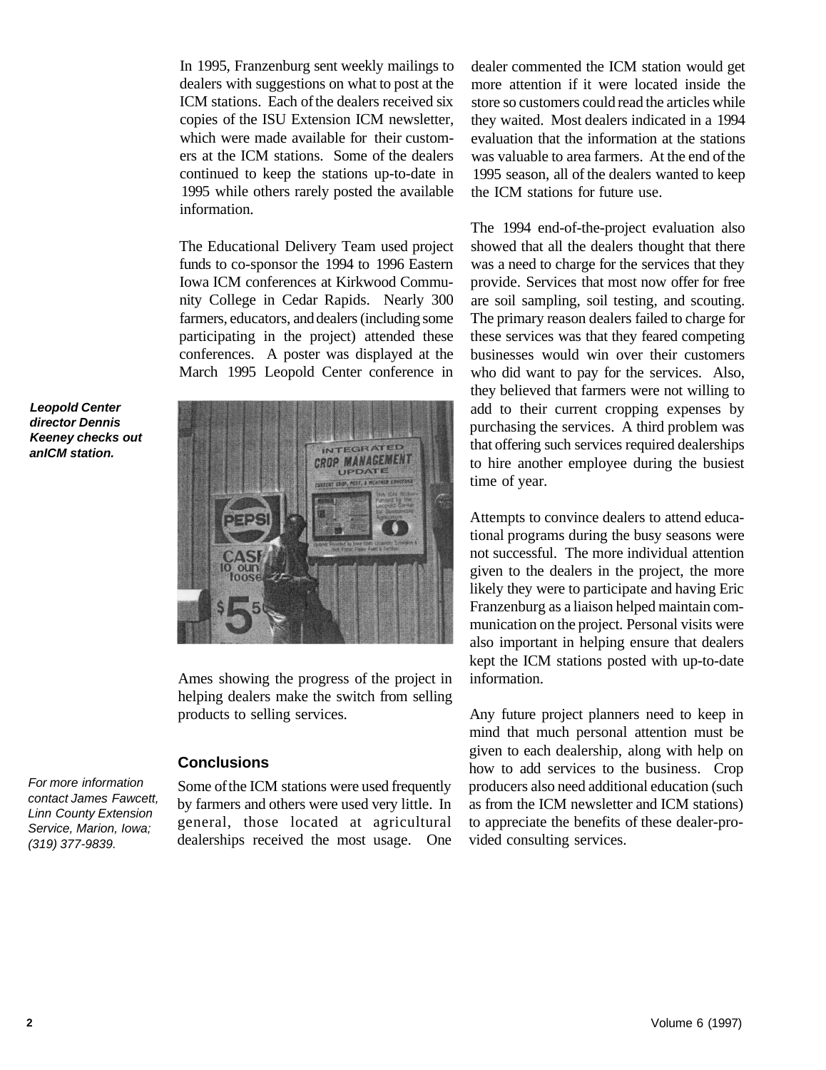In 1995, Franzenburg sent weekly mailings to dealers with suggestions on what to post at the ICM stations. Each of the dealers received six copies of the ISU Extension ICM newsletter, which were made available for their customers at the ICM stations. Some of the dealers continued to keep the stations up-to-date in 1995 while others rarely posted the available information.

The Educational Delivery Team used project funds to co-sponsor the 1994 to 1996 Eastern Iowa ICM conferences at Kirkwood Community College in Cedar Rapids. Nearly 300 farmers, educators, and dealers (including some participating in the project) attended these conferences. A poster was displayed at the March 1995 Leopold Center conference in Ames showing the progress of the project in helping dealers make the switch from selling products to selling services.

***Leopold Center director Dennis Keeney checks out anICM station.***

## Conclusions

Some of the ICM stations were used frequently by farmers and others were used very little. In general, those located at agricultural dealerships received the most usage. One dealer commented the ICM station would get more attention if it were located inside the store so customers could read the articles while they waited. Most dealers indicated in a 1994 evaluation that the information at the stations was valuable to area farmers. At the end of the 1995 season, all of the dealers wanted to keep the ICM stations for future use.

The 1994 end-of-the-project evaluation also showed that all the dealers thought that there was a need to charge for the services that they provide. Services that most now offer for free are soil sampling, soil testing, and scouting. The primary reason dealers failed to charge for these services was that they feared competing businesses would win over their customers who did want to pay for the services. Also, they believed that farmers were not willing to add to their current cropping expenses by purchasing the services. A third problem was that offering such services required dealerships to hire another employee during the busiest time of year.

Attempts to convince dealers to attend educational programs during the busy seasons were not successful. The more individual attention given to the dealers in the project, the more likely they were to participate and having Eric Franzenburg as a liaison helped maintain communication on the project. Personal visits were also important in helping ensure that dealers kept the ICM stations posted with up-to-date information.

Any future project planners need to keep in mind that much personal attention must be given to each dealership, along with help on how to add services to the business. Crop producers also need additional education (such as from the ICM newsletter and ICM stations) to appreciate the benefits of these dealer-provided consulting services.

*For more information contact James Fawcett, Linn County Extension Service, Marion, Iowa; (319) 377-9839.*